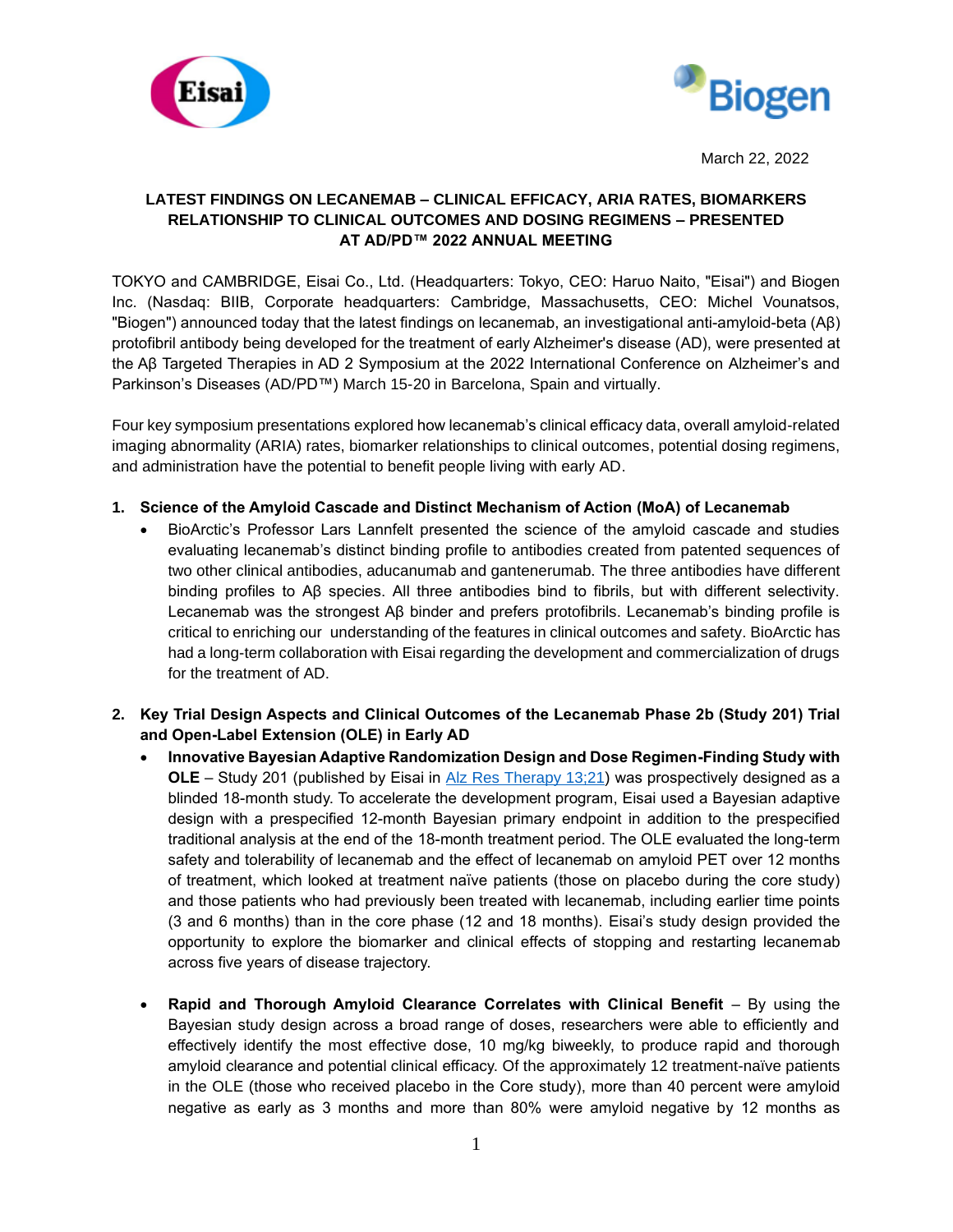March 22, 2022

# LATEST FINDINGS ON LECANEMAB – CLINICAL EFFICACY, ARIA RATES, BIOMARKERS RELATIONSHIP TO CLINICAL OUTCOMES AND DOSING REGIMENS – PRESENTED AT AD/PD™ 2022 ANNUAL MEETING

TOKYO and CAMBRIDGE, Eisai Co., Ltd. (Headquarters: Tokyo, CEO: Haruo Naito, "Eisai") and Biogen Inc. (Nasdaq: BIIB, Corporate headquarters: Cambridge, Massachusetts, CEO: Michel Vounatsos, "Biogen") announced today that the latest findings on lecanemab, an investigational anti-amyloid-beta (Aβ) protofibril antibody being developed for the treatment of early Alzheimer's disease (AD), were presented at the Aβ Targeted Therapies in AD 2 Symposium at the 2022 International Conference on Alzheimer's and Parkinson's Diseases (AD/PD™) March 15-20 in Barcelona, Spain and virtually.

Four key symposium presentations explored how lecanemab's clinical efficacy data, overall amyloid-related imaging abnormality (ARIA) rates, biomarker relationships to clinical outcomes, potential dosing regimens, and administration have the potential to benefit people living with early AD.

1. **Science of the Amyloid Cascade and Distinct Mechanism of Action (MoA) of Lecanemab**
   - BioArctic's Professor Lars Lannfelt presented the science of the amyloid cascade and studies evaluating lecanemab's distinct binding profile to antibodies created from patented sequences of two other clinical antibodies, aducanumab and gantenerumab. The three antibodies have different binding profiles to Aβ species. All three antibodies bind to fibrils, but with different selectivity. Lecanemab was the strongest Aβ binder and prefers protofibrils. Lecanemab's binding profile is critical to enriching our understanding of the features in clinical outcomes and safety. BioArctic has had a long-term collaboration with Eisai regarding the development and commercialization of drugs for the treatment of AD.

2. **Key Trial Design Aspects and Clinical Outcomes of the Lecanemab Phase 2b (Study 201) Trial and Open-Label Extension (OLE) in Early AD**
   - **Innovative Bayesian Adaptive Randomization Design and Dose Regimen-Finding Study with OLE** – Study 201 (published by Eisai in Alz Res Therapy 13;21) was prospectively designed as a blinded 18-month study. To accelerate the development program, Eisai used a Bayesian adaptive design with a prespecified 12-month Bayesian primary endpoint in addition to the prespecified traditional analysis at the end of the 18-month treatment period. The OLE evaluated the long-term safety and tolerability of lecanemab and the effect of lecanemab on amyloid PET over 12 months of treatment, which looked at treatment naïve patients (those on placebo during the core study) and those patients who had previously been treated with lecanemab, including earlier time points (3 and 6 months) than in the core phase (12 and 18 months). Eisai's study design provided the opportunity to explore the biomarker and clinical effects of stopping and restarting lecanemab across five years of disease trajectory.

   - **Rapid and Thorough Amyloid Clearance Correlates with Clinical Benefit** – By using the Bayesian study design across a broad range of doses, researchers were able to efficiently and effectively identify the most effective dose, 10 mg/kg biweekly, to produce rapid and thorough amyloid clearance and potential clinical efficacy. Of the approximately 12 treatment-naïve patients in the OLE (those who received placebo in the Core study), more than 40 percent were amyloid negative as early as 3 months and more than 80% were amyloid negative by 12 months as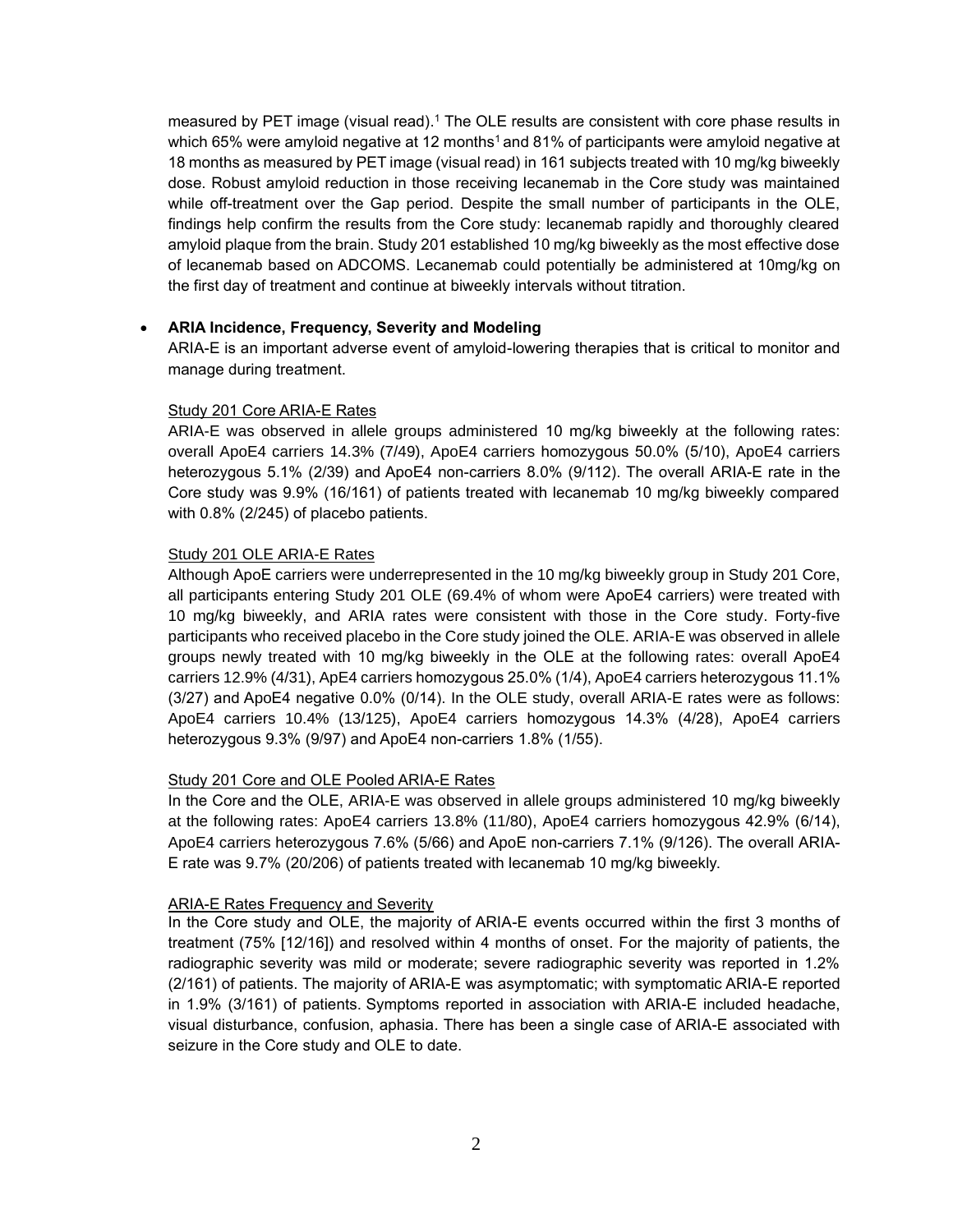measured by PET image (visual read).[1] The OLE results are consistent with core phase results in which 65% were amyloid negative at 12 months[1] and 81% of participants were amyloid negative at 18 months as measured by PET image (visual read) in 161 subjects treated with 10 mg/kg biweekly dose. Robust amyloid reduction in those receiving lecanemab in the Core study was maintained while off-treatment over the Gap period. Despite the small number of participants in the OLE, findings help confirm the results from the Core study: lecanemab rapidly and thoroughly cleared amyloid plaque from the brain. Study 201 established 10 mg/kg biweekly as the most effective dose of lecanemab based on ADCOMS. Lecanemab could potentially be administered at 10mg/kg on the first day of treatment and continue at biweekly intervals without titration.

- **ARIA Incidence, Frequency, Severity and Modeling**

  ARIA-E is an important adverse event of amyloid-lowering therapies that is critical to monitor and manage during treatment.

  Study 201 Core ARIA-E Rates

  ARIA-E was observed in allele groups administered 10 mg/kg biweekly at the following rates: overall ApoE4 carriers 14.3% (7/49), ApoE4 carriers homozygous 50.0% (5/10), ApoE4 carriers heterozygous 5.1% (2/39) and ApoE4 non-carriers 8.0% (9/112). The overall ARIA-E rate in the Core study was 9.9% (16/161) of patients treated with lecanemab 10 mg/kg biweekly compared with 0.8% (2/245) of placebo patients.

  Study 201 OLE ARIA-E Rates

  Although ApoE carriers were underrepresented in the 10 mg/kg biweekly group in Study 201 Core, all participants entering Study 201 OLE (69.4% of whom were ApoE4 carriers) were treated with 10 mg/kg biweekly, and ARIA rates were consistent with those in the Core study. Forty-five participants who received placebo in the Core study joined the OLE. ARIA-E was observed in allele groups newly treated with 10 mg/kg biweekly in the OLE at the following rates: overall ApoE4 carriers 12.9% (4/31), ApE4 carriers homozygous 25.0% (1/4), ApoE4 carriers heterozygous 11.1% (3/27) and ApoE4 negative 0.0% (0/14). In the OLE study, overall ARIA-E rates were as follows: ApoE4 carriers 10.4% (13/125), ApoE4 carriers homozygous 14.3% (4/28), ApoE4 carriers heterozygous 9.3% (9/97) and ApoE4 non-carriers 1.8% (1/55).

  Study 201 Core and OLE Pooled ARIA-E Rates

  In the Core and the OLE, ARIA-E was observed in allele groups administered 10 mg/kg biweekly at the following rates: ApoE4 carriers 13.8% (11/80), ApoE4 carriers homozygous 42.9% (6/14), ApoE4 carriers heterozygous 7.6% (5/66) and ApoE non-carriers 7.1% (9/126). The overall ARIA-E rate was 9.7% (20/206) of patients treated with lecanemab 10 mg/kg biweekly.

  ARIA-E Rates Frequency and Severity

  In the Core study and OLE, the majority of ARIA-E events occurred within the first 3 months of treatment (75% [12/16]) and resolved within 4 months of onset. For the majority of patients, the radiographic severity was mild or moderate; severe radiographic severity was reported in 1.2% (2/161) of patients. The majority of ARIA-E was asymptomatic; with symptomatic ARIA-E reported in 1.9% (3/161) of patients. Symptoms reported in association with ARIA-E included headache, visual disturbance, confusion, aphasia. There has been a single case of ARIA-E associated with seizure in the Core study and OLE to date.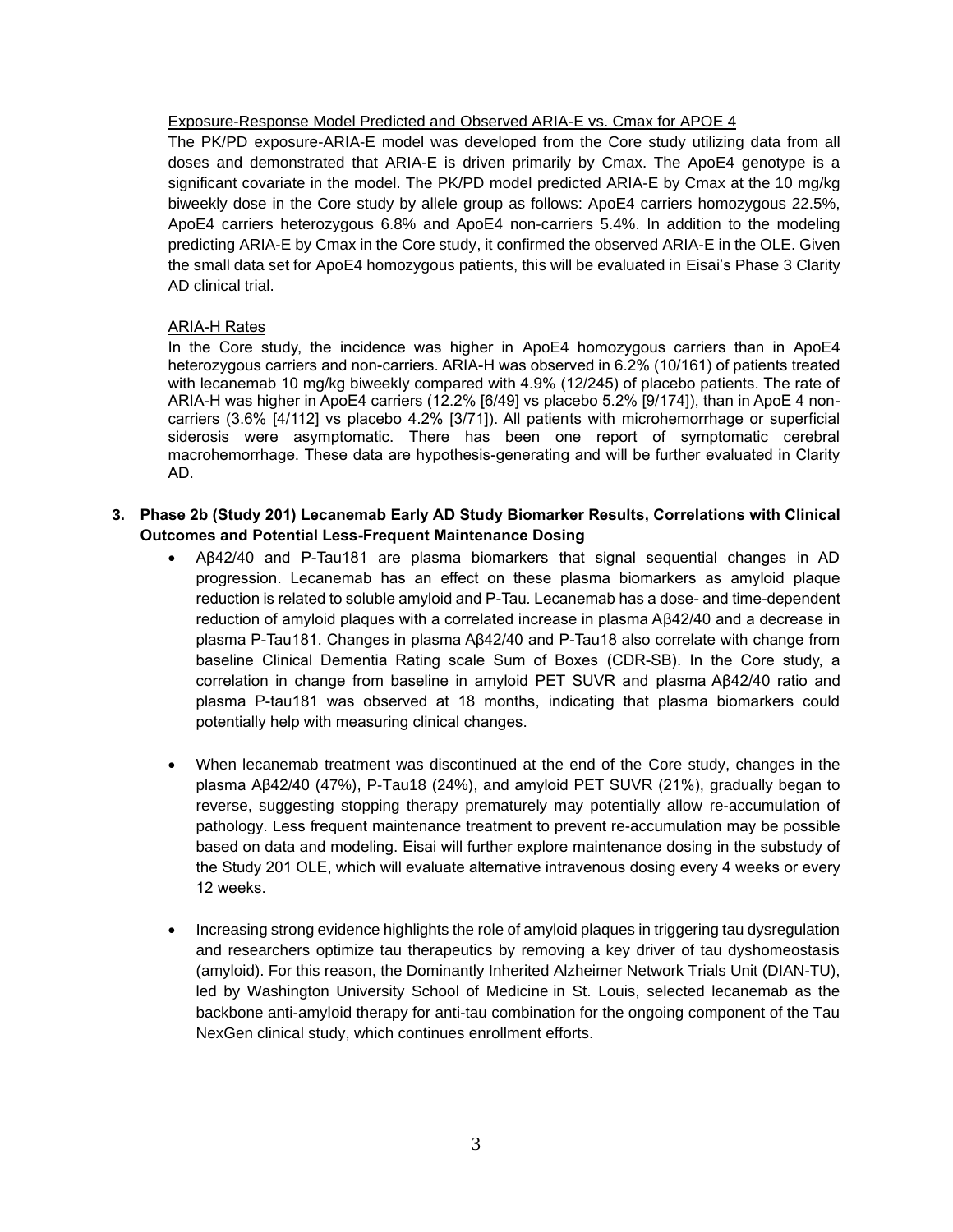<u>Exposure-Response Model Predicted and Observed ARIA-E vs. Cmax for APOE 4</u>

The PK/PD exposure-ARIA-E model was developed from the Core study utilizing data from all doses and demonstrated that ARIA-E is driven primarily by Cmax. The ApoE4 genotype is a significant covariate in the model. The PK/PD model predicted ARIA-E by Cmax at the 10 mg/kg biweekly dose in the Core study by allele group as follows: ApoE4 carriers homozygous 22.5%, ApoE4 carriers heterozygous 6.8% and ApoE4 non-carriers 5.4%. In addition to the modeling predicting ARIA-E by Cmax in the Core study, it confirmed the observed ARIA-E in the OLE. Given the small data set for ApoE4 homozygous patients, this will be evaluated in Eisai's Phase 3 Clarity AD clinical trial.

<u>ARIA-H Rates</u>

In the Core study, the incidence was higher in ApoE4 homozygous carriers than in ApoE4 heterozygous carriers and non-carriers. ARIA-H was observed in 6.2% (10/161) of patients treated with lecanemab 10 mg/kg biweekly compared with 4.9% (12/245) of placebo patients. The rate of ARIA-H was higher in ApoE4 carriers (12.2% [6/49] vs placebo 5.2% [9/174]), than in ApoE 4 non-carriers (3.6% [4/112] vs placebo 4.2% [3/71]). All patients with microhemorrhage or superficial siderosis were asymptomatic. There has been one report of symptomatic cerebral macrohemorrhage. These data are hypothesis-generating and will be further evaluated in Clarity AD.

**3. Phase 2b (Study 201) Lecanemab Early AD Study Biomarker Results, Correlations with Clinical Outcomes and Potential Less-Frequent Maintenance Dosing**

- Aβ42/40 and P-Tau181 are plasma biomarkers that signal sequential changes in AD progression. Lecanemab has an effect on these plasma biomarkers as amyloid plaque reduction is related to soluble amyloid and P-Tau. Lecanemab has a dose- and time-dependent reduction of amyloid plaques with a correlated increase in plasma Aβ42/40 and a decrease in plasma P-Tau181. Changes in plasma Aβ42/40 and P-Tau18 also correlate with change from baseline Clinical Dementia Rating scale Sum of Boxes (CDR-SB). In the Core study, a correlation in change from baseline in amyloid PET SUVR and plasma Aβ42/40 ratio and plasma P-tau181 was observed at 18 months, indicating that plasma biomarkers could potentially help with measuring clinical changes.

- When lecanemab treatment was discontinued at the end of the Core study, changes in the plasma Aβ42/40 (47%), P-Tau18 (24%), and amyloid PET SUVR (21%), gradually began to reverse, suggesting stopping therapy prematurely may potentially allow re-accumulation of pathology. Less frequent maintenance treatment to prevent re-accumulation may be possible based on data and modeling. Eisai will further explore maintenance dosing in the substudy of the Study 201 OLE, which will evaluate alternative intravenous dosing every 4 weeks or every 12 weeks.

- Increasing strong evidence highlights the role of amyloid plaques in triggering tau dysregulation and researchers optimize tau therapeutics by removing a key driver of tau dyshomeostasis (amyloid). For this reason, the Dominantly Inherited Alzheimer Network Trials Unit (DIAN-TU), led by Washington University School of Medicine in St. Louis, selected lecanemab as the backbone anti-amyloid therapy for anti-tau combination for the ongoing component of the Tau NexGen clinical study, which continues enrollment efforts.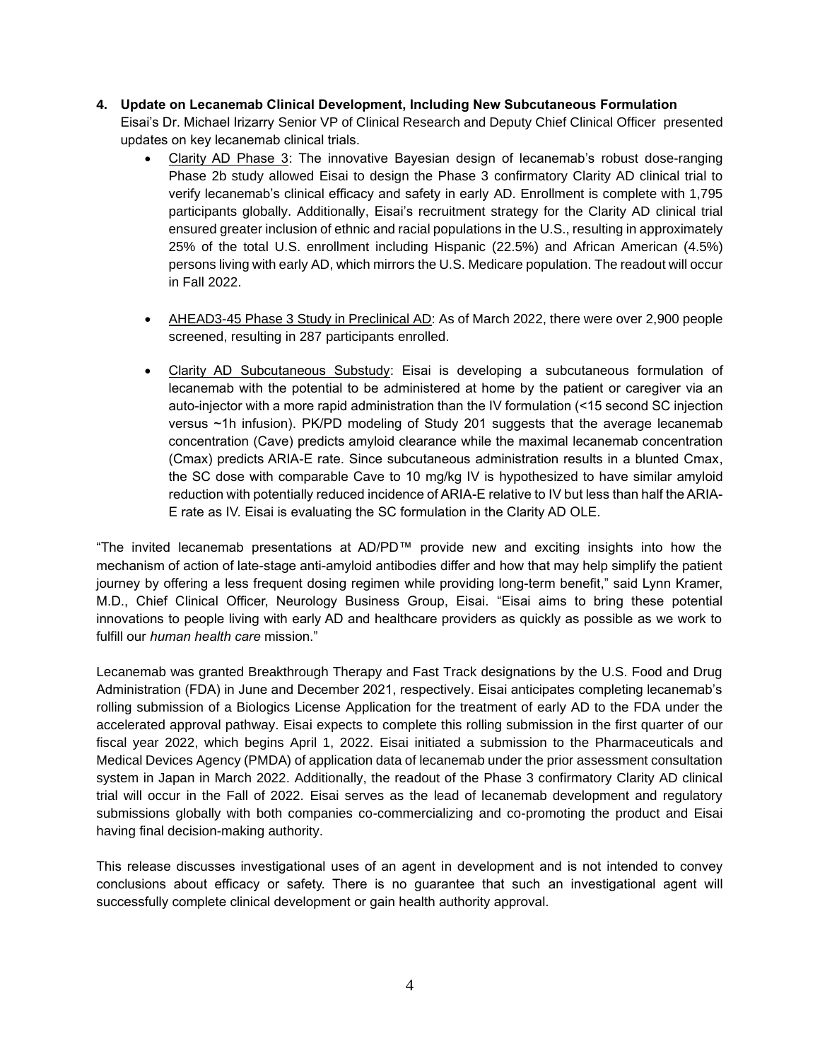4. **Update on Lecanemab Clinical Development, Including New Subcutaneous Formulation**
   Eisai's Dr. Michael Irizarry Senior VP of Clinical Research and Deputy Chief Clinical Officer presented updates on key lecanemab clinical trials.

   - Clarity AD Phase 3: The innovative Bayesian design of lecanemab's robust dose-ranging Phase 2b study allowed Eisai to design the Phase 3 confirmatory Clarity AD clinical trial to verify lecanemab's clinical efficacy and safety in early AD. Enrollment is complete with 1,795 participants globally. Additionally, Eisai's recruitment strategy for the Clarity AD clinical trial ensured greater inclusion of ethnic and racial populations in the U.S., resulting in approximately 25% of the total U.S. enrollment including Hispanic (22.5%) and African American (4.5%) persons living with early AD, which mirrors the U.S. Medicare population. The readout will occur in Fall 2022.

   - AHEAD3-45 Phase 3 Study in Preclinical AD: As of March 2022, there were over 2,900 people screened, resulting in 287 participants enrolled.

   - Clarity AD Subcutaneous Substudy: Eisai is developing a subcutaneous formulation of lecanemab with the potential to be administered at home by the patient or caregiver via an auto-injector with a more rapid administration than the IV formulation (<15 second SC injection versus ~1h infusion). PK/PD modeling of Study 201 suggests that the average lecanemab concentration (Cave) predicts amyloid clearance while the maximal lecanemab concentration (Cmax) predicts ARIA-E rate. Since subcutaneous administration results in a blunted Cmax, the SC dose with comparable Cave to 10 mg/kg IV is hypothesized to have similar amyloid reduction with potentially reduced incidence of ARIA-E relative to IV but less than half the ARIA-E rate as IV. Eisai is evaluating the SC formulation in the Clarity AD OLE.

"The invited lecanemab presentations at AD/PD™ provide new and exciting insights into how the mechanism of action of late-stage anti-amyloid antibodies differ and how that may help simplify the patient journey by offering a less frequent dosing regimen while providing long-term benefit," said Lynn Kramer, M.D., Chief Clinical Officer, Neurology Business Group, Eisai. "Eisai aims to bring these potential innovations to people living with early AD and healthcare providers as quickly as possible as we work to fulfill our *human health care* mission."

Lecanemab was granted Breakthrough Therapy and Fast Track designations by the U.S. Food and Drug Administration (FDA) in June and December 2021, respectively. Eisai anticipates completing lecanemab's rolling submission of a Biologics License Application for the treatment of early AD to the FDA under the accelerated approval pathway. Eisai expects to complete this rolling submission in the first quarter of our fiscal year 2022, which begins April 1, 2022. Eisai initiated a submission to the Pharmaceuticals and Medical Devices Agency (PMDA) of application data of lecanemab under the prior assessment consultation system in Japan in March 2022. Additionally, the readout of the Phase 3 confirmatory Clarity AD clinical trial will occur in the Fall of 2022. Eisai serves as the lead of lecanemab development and regulatory submissions globally with both companies co-commercializing and co-promoting the product and Eisai having final decision-making authority.

This release discusses investigational uses of an agent in development and is not intended to convey conclusions about efficacy or safety. There is no guarantee that such an investigational agent will successfully complete clinical development or gain health authority approval.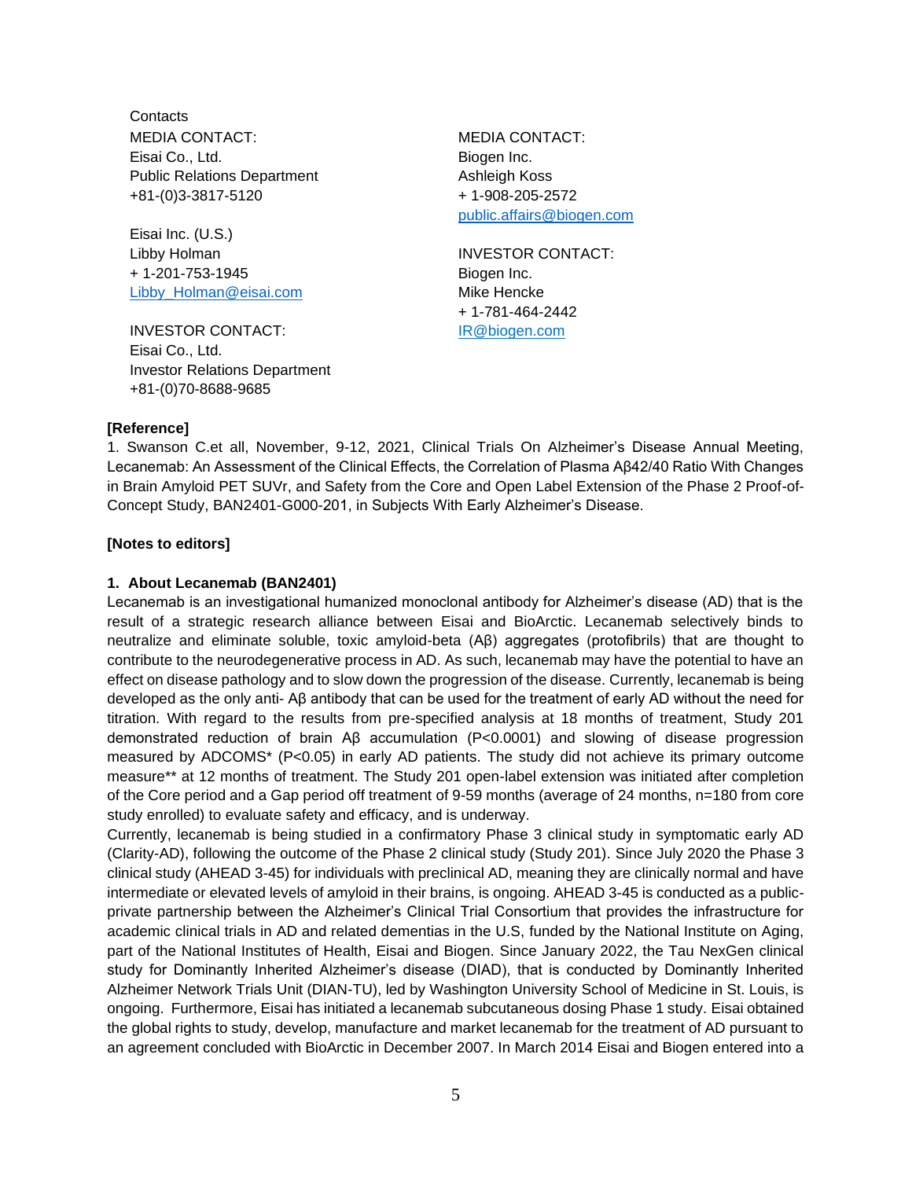Contacts

MEDIA CONTACT:
Eisai Co., Ltd.
Public Relations Department
+81-(0)3-3817-5120

Eisai Inc. (U.S.)
Libby Holman
+ 1-201-753-1945
Libby_Holman@eisai.com

INVESTOR CONTACT:
Eisai Co., Ltd.
Investor Relations Department
+81-(0)70-8688-9685

MEDIA CONTACT:
Biogen Inc.
Ashleigh Koss
+ 1-908-205-2572
public.affairs@biogen.com

INVESTOR CONTACT:
Biogen Inc.
Mike Hencke
+ 1-781-464-2442
IR@biogen.com

**[Reference]**

1. Swanson C.et all, November, 9-12, 2021, Clinical Trials On Alzheimer's Disease Annual Meeting, Lecanemab: An Assessment of the Clinical Effects, the Correlation of Plasma Aβ42/40 Ratio With Changes in Brain Amyloid PET SUVr, and Safety from the Core and Open Label Extension of the Phase 2 Proof-of-Concept Study, BAN2401-G000-201, in Subjects With Early Alzheimer's Disease.

**[Notes to editors]**

**1. About Lecanemab (BAN2401)**

Lecanemab is an investigational humanized monoclonal antibody for Alzheimer's disease (AD) that is the result of a strategic research alliance between Eisai and BioArctic. Lecanemab selectively binds to neutralize and eliminate soluble, toxic amyloid-beta (Aβ) aggregates (protofibrils) that are thought to contribute to the neurodegenerative process in AD. As such, lecanemab may have the potential to have an effect on disease pathology and to slow down the progression of the disease. Currently, lecanemab is being developed as the only anti- Aβ antibody that can be used for the treatment of early AD without the need for titration. With regard to the results from pre-specified analysis at 18 months of treatment, Study 201 demonstrated reduction of brain Aβ accumulation ($P<0.0001$) and slowing of disease progression measured by ADCOMS* ($P<0.05$) in early AD patients. The study did not achieve its primary outcome measure** at 12 months of treatment. The Study 201 open-label extension was initiated after completion of the Core period and a Gap period off treatment of 9-59 months (average of 24 months, n=180 from core study enrolled) to evaluate safety and efficacy, and is underway.

Currently, lecanemab is being studied in a confirmatory Phase 3 clinical study in symptomatic early AD (Clarity-AD), following the outcome of the Phase 2 clinical study (Study 201). Since July 2020 the Phase 3 clinical study (AHEAD 3-45) for individuals with preclinical AD, meaning they are clinically normal and have intermediate or elevated levels of amyloid in their brains, is ongoing. AHEAD 3-45 is conducted as a public-private partnership between the Alzheimer's Clinical Trial Consortium that provides the infrastructure for academic clinical trials in AD and related dementias in the U.S, funded by the National Institute on Aging, part of the National Institutes of Health, Eisai and Biogen. Since January 2022, the Tau NexGen clinical study for Dominantly Inherited Alzheimer's disease (DIAD), that is conducted by Dominantly Inherited Alzheimer Network Trials Unit (DIAN-TU), led by Washington University School of Medicine in St. Louis, is ongoing. Furthermore, Eisai has initiated a lecanemab subcutaneous dosing Phase 1 study. Eisai obtained the global rights to study, develop, manufacture and market lecanemab for the treatment of AD pursuant to an agreement concluded with BioArctic in December 2007. In March 2014 Eisai and Biogen entered into a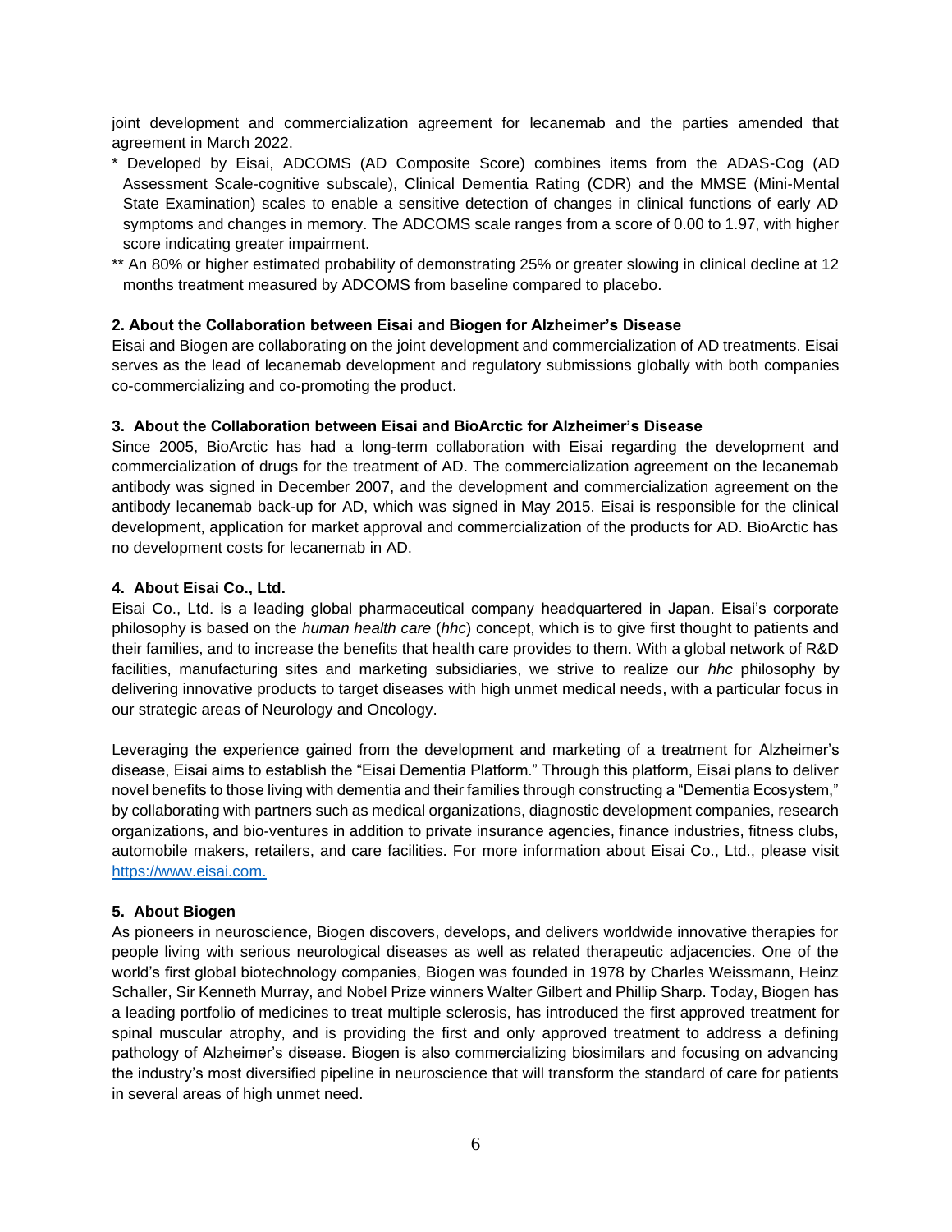joint development and commercialization agreement for lecanemab and the parties amended that agreement in March 2022.

* Developed by Eisai, ADCOMS (AD Composite Score) combines items from the ADAS-Cog (AD Assessment Scale-cognitive subscale), Clinical Dementia Rating (CDR) and the MMSE (Mini-Mental State Examination) scales to enable a sensitive detection of changes in clinical functions of early AD symptoms and changes in memory. The ADCOMS scale ranges from a score of 0.00 to 1.97, with higher score indicating greater impairment.

** An 80% or higher estimated probability of demonstrating 25% or greater slowing in clinical decline at 12 months treatment measured by ADCOMS from baseline compared to placebo.

**2. About the Collaboration between Eisai and Biogen for Alzheimer's Disease**

Eisai and Biogen are collaborating on the joint development and commercialization of AD treatments. Eisai serves as the lead of lecanemab development and regulatory submissions globally with both companies co-commercializing and co-promoting the product.

**3. About the Collaboration between Eisai and BioArctic for Alzheimer's Disease**

Since 2005, BioArctic has had a long-term collaboration with Eisai regarding the development and commercialization of drugs for the treatment of AD. The commercialization agreement on the lecanemab antibody was signed in December 2007, and the development and commercialization agreement on the antibody lecanemab back-up for AD, which was signed in May 2015. Eisai is responsible for the clinical development, application for market approval and commercialization of the products for AD. BioArctic has no development costs for lecanemab in AD.

**4. About Eisai Co., Ltd.**

Eisai Co., Ltd. is a leading global pharmaceutical company headquartered in Japan. Eisai's corporate philosophy is based on the *human health care* (*hhc*) concept, which is to give first thought to patients and their families, and to increase the benefits that health care provides to them. With a global network of R&D facilities, manufacturing sites and marketing subsidiaries, we strive to realize our *hhc* philosophy by delivering innovative products to target diseases with high unmet medical needs, with a particular focus in our strategic areas of Neurology and Oncology.

Leveraging the experience gained from the development and marketing of a treatment for Alzheimer's disease, Eisai aims to establish the "Eisai Dementia Platform." Through this platform, Eisai plans to deliver novel benefits to those living with dementia and their families through constructing a "Dementia Ecosystem," by collaborating with partners such as medical organizations, diagnostic development companies, research organizations, and bio-ventures in addition to private insurance agencies, finance industries, fitness clubs, automobile makers, retailers, and care facilities. For more information about Eisai Co., Ltd., please visit [https://www.eisai.com.](https://www.eisai.com)

**5. About Biogen**

As pioneers in neuroscience, Biogen discovers, develops, and delivers worldwide innovative therapies for people living with serious neurological diseases as well as related therapeutic adjacencies. One of the world's first global biotechnology companies, Biogen was founded in 1978 by Charles Weissmann, Heinz Schaller, Sir Kenneth Murray, and Nobel Prize winners Walter Gilbert and Phillip Sharp. Today, Biogen has a leading portfolio of medicines to treat multiple sclerosis, has introduced the first approved treatment for spinal muscular atrophy, and is providing the first and only approved treatment to address a defining pathology of Alzheimer's disease. Biogen is also commercializing biosimilars and focusing on advancing the industry's most diversified pipeline in neuroscience that will transform the standard of care for patients in several areas of high unmet need.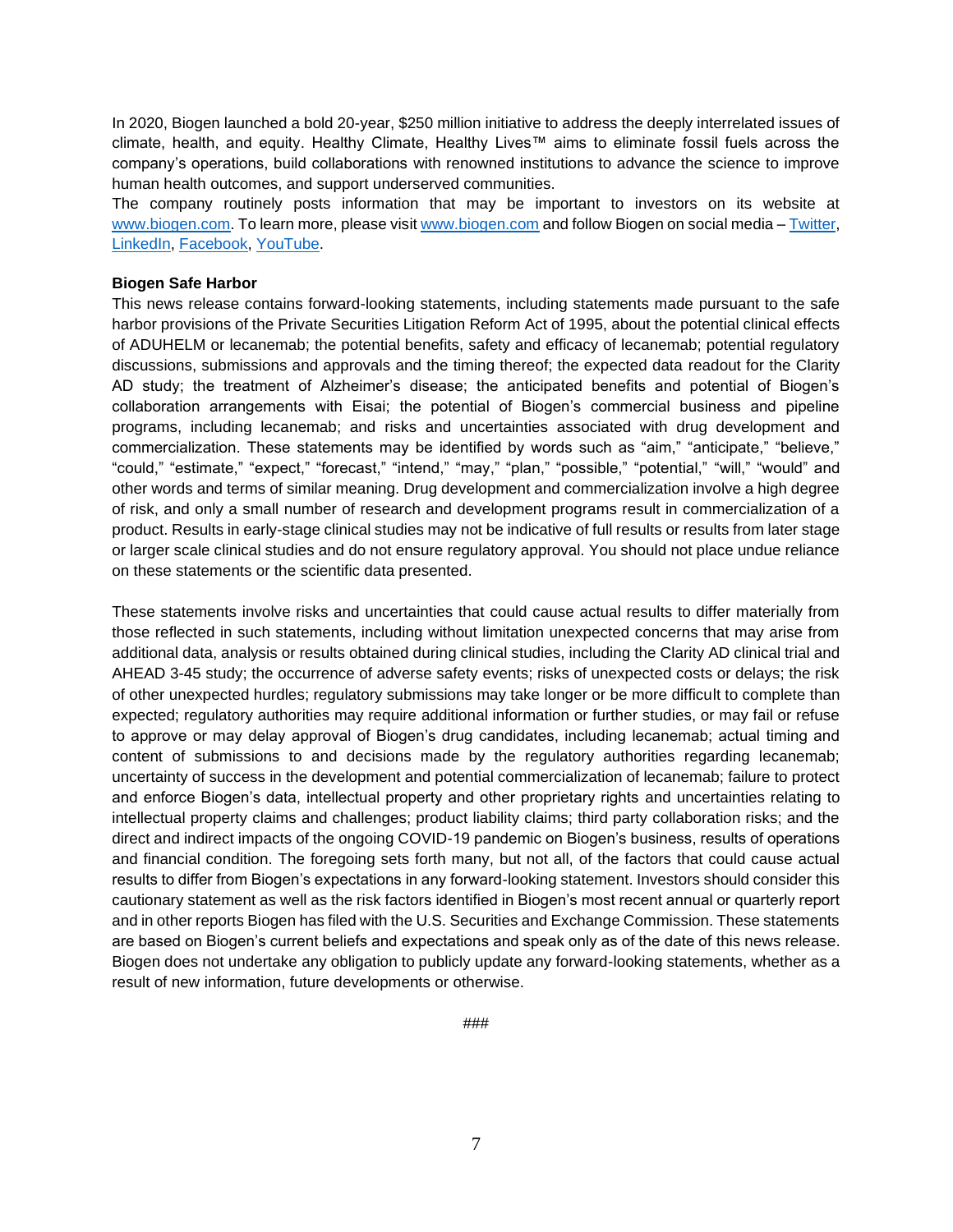In 2020, Biogen launched a bold 20-year, $250 million initiative to address the deeply interrelated issues of climate, health, and equity. Healthy Climate, Healthy Lives™ aims to eliminate fossil fuels across the company's operations, build collaborations with renowned institutions to advance the science to improve human health outcomes, and support underserved communities.
The company routinely posts information that may be important to investors on its website at [www.biogen.com](http://www.biogen.com). To learn more, please visit [www.biogen.com](http://www.biogen.com) and follow Biogen on social media – [Twitter](), [LinkedIn](), [Facebook](), [YouTube]().

**Biogen Safe Harbor**

This news release contains forward-looking statements, including statements made pursuant to the safe harbor provisions of the Private Securities Litigation Reform Act of 1995, about the potential clinical effects of ADUHELM or lecanemab; the potential benefits, safety and efficacy of lecanemab; potential regulatory discussions, submissions and approvals and the timing thereof; the expected data readout for the Clarity AD study; the treatment of Alzheimer's disease; the anticipated benefits and potential of Biogen's collaboration arrangements with Eisai; the potential of Biogen's commercial business and pipeline programs, including lecanemab; and risks and uncertainties associated with drug development and commercialization. These statements may be identified by words such as "aim," "anticipate," "believe," "could," "estimate," "expect," "forecast," "intend," "may," "plan," "possible," "potential," "will," "would" and other words and terms of similar meaning. Drug development and commercialization involve a high degree of risk, and only a small number of research and development programs result in commercialization of a product. Results in early-stage clinical studies may not be indicative of full results or results from later stage or larger scale clinical studies and do not ensure regulatory approval. You should not place undue reliance on these statements or the scientific data presented.

These statements involve risks and uncertainties that could cause actual results to differ materially from those reflected in such statements, including without limitation unexpected concerns that may arise from additional data, analysis or results obtained during clinical studies, including the Clarity AD clinical trial and AHEAD 3-45 study; the occurrence of adverse safety events; risks of unexpected costs or delays; the risk of other unexpected hurdles; regulatory submissions may take longer or be more difficult to complete than expected; regulatory authorities may require additional information or further studies, or may fail or refuse to approve or may delay approval of Biogen's drug candidates, including lecanemab; actual timing and content of submissions to and decisions made by the regulatory authorities regarding lecanemab; uncertainty of success in the development and potential commercialization of lecanemab; failure to protect and enforce Biogen's data, intellectual property and other proprietary rights and uncertainties relating to intellectual property claims and challenges; product liability claims; third party collaboration risks; and the direct and indirect impacts of the ongoing COVID-19 pandemic on Biogen's business, results of operations and financial condition. The foregoing sets forth many, but not all, of the factors that could cause actual results to differ from Biogen's expectations in any forward-looking statement. Investors should consider this cautionary statement as well as the risk factors identified in Biogen's most recent annual or quarterly report and in other reports Biogen has filed with the U.S. Securities and Exchange Commission. These statements are based on Biogen's current beliefs and expectations and speak only as of the date of this news release. Biogen does not undertake any obligation to publicly update any forward-looking statements, whether as a result of new information, future developments or otherwise.

###